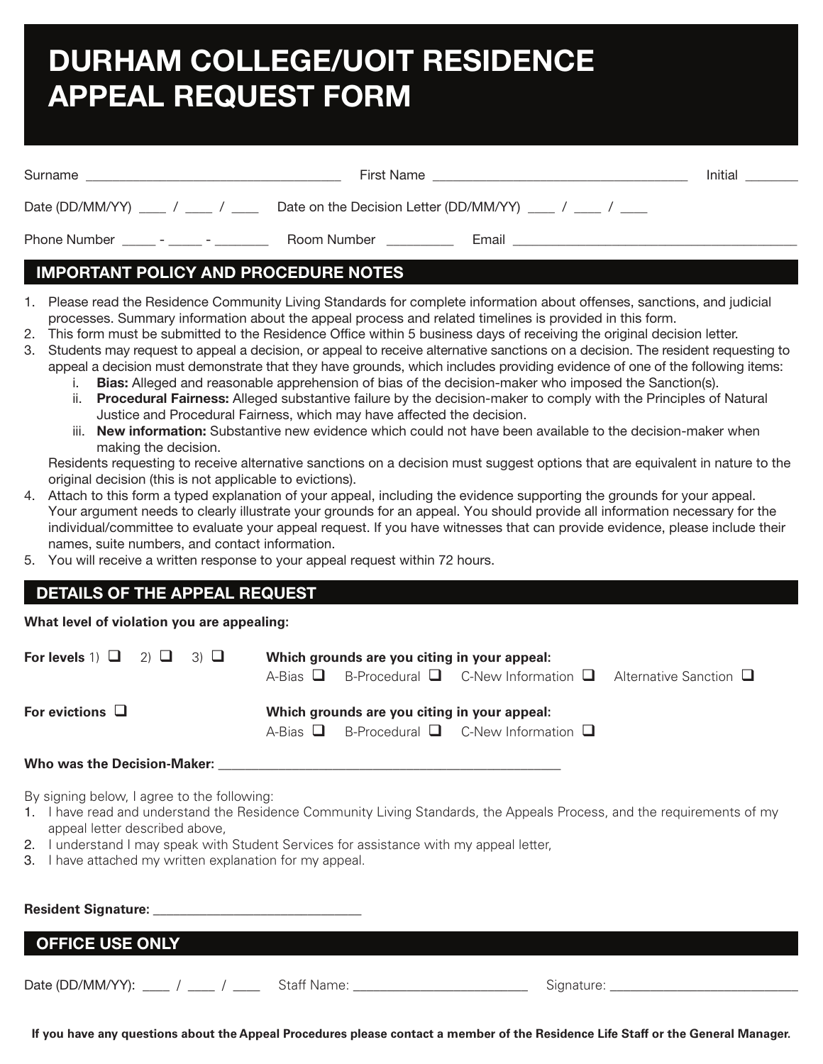# DURHAM COLLEGE/UOIT RESIDENCE APPEAL REQUEST FORM

Surname ___________________________________ First Name ___________________________________ Initial _______

Date (DD/MM/YY) ____ / ____ / ____ Date on the Decision Letter (DD/MM/YY) ____ / ____ / ____

Phone Number _____ - _____ - _______ Room Number _________ Email _______________________________________

## IMPORTANT POLICY AND PROCEDURE NOTES

1. Please read the Residence Community Living Standards for complete information about offenses, sanctions, and judicial processes. Summary information about the appeal process and related timelines is provided in this form.
2. This form must be submitted to the Residence Office within 5 business days of receiving the original decision letter.
3. Students may request to appeal a decision, or appeal to receive alternative sanctions on a decision. The resident requesting to appeal a decision must demonstrate that they have grounds, which includes providing evidence of one of the following items:
   i. **Bias:** Alleged and reasonable apprehension of bias of the decision-maker who imposed the Sanction(s).
   ii. **Procedural Fairness:** Alleged substantive failure by the decision-maker to comply with the Principles of Natural Justice and Procedural Fairness, which may have affected the decision.
   iii. **New information:** Substantive new evidence which could not have been available to the decision-maker when making the decision.

   Residents requesting to receive alternative sanctions on a decision must suggest options that are equivalent in nature to the original decision (this is not applicable to evictions).
4. Attach to this form a typed explanation of your appeal, including the evidence supporting the grounds for your appeal. Your argument needs to clearly illustrate your grounds for an appeal. You should provide all information necessary for the individual/committee to evaluate your appeal request. If you have witnesses that can provide evidence, please include their names, suite numbers, and contact information.
5. You will receive a written response to your appeal request within 72 hours.

## DETAILS OF THE APPEAL REQUEST

**What level of violation you are appealing:**

**For levels** 1) ☐ 2) ☐ 3) ☐ **Which grounds are you citing in your appeal:**
A-Bias ☐ B-Procedural ☐ C-New Information ☐ Alternative Sanction ☐

**For evictions** ☐ **Which grounds are you citing in your appeal:**
A-Bias ☐ B-Procedural ☐ C-New Information ☐

**Who was the Decision-Maker:** ___________________________________________________

By signing below, I agree to the following:

1. I have read and understand the Residence Community Living Standards, the Appeals Process, and the requirements of my appeal letter described above,
2. I understand I may speak with Student Services for assistance with my appeal letter,
3. I have attached my written explanation for my appeal.

**Resident Signature:** ______________________________

## OFFICE USE ONLY

Date (DD/MM/YY): ____ / ____ / ____ Staff Name: ________________________ Signature: ___________________________

**If you have any questions about the Appeal Procedures please contact a member of the Residence Life Staff or the General Manager.**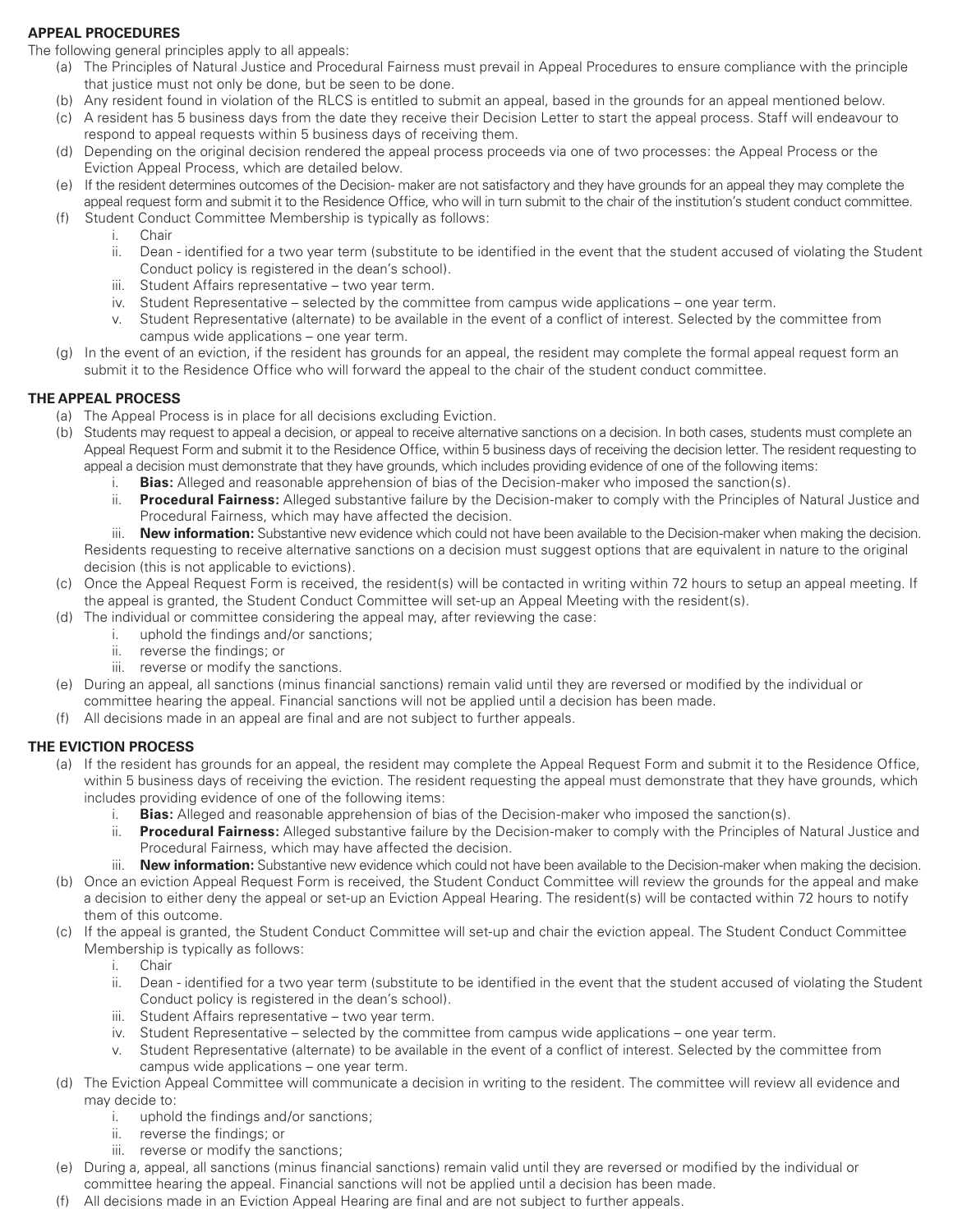## APPEAL PROCEDURES

The following general principles apply to all appeals:

(a) The Principles of Natural Justice and Procedural Fairness must prevail in Appeal Procedures to ensure compliance with the principle that justice must not only be done, but be seen to be done.

(b) Any resident found in violation of the RLCS is entitled to submit an appeal, based in the grounds for an appeal mentioned below.

(c) A resident has 5 business days from the date they receive their Decision Letter to start the appeal process. Staff will endeavour to respond to appeal requests within 5 business days of receiving them.

(d) Depending on the original decision rendered the appeal process proceeds via one of two processes: the Appeal Process or the Eviction Appeal Process, which are detailed below.

(e) If the resident determines outcomes of the Decision- maker are not satisfactory and they have grounds for an appeal they may complete the appeal request form and submit it to the Residence Office, who will in turn submit to the chair of the institution's student conduct committee.

(f) Student Conduct Committee Membership is typically as follows:

  i. Chair
  ii. Dean - identified for a two year term (substitute to be identified in the event that the student accused of violating the Student Conduct policy is registered in the dean's school).
  iii. Student Affairs representative – two year term.
  iv. Student Representative – selected by the committee from campus wide applications – one year term.
  v. Student Representative (alternate) to be available in the event of a conflict of interest. Selected by the committee from campus wide applications – one year term.

(g) In the event of an eviction, if the resident has grounds for an appeal, the resident may complete the formal appeal request form an submit it to the Residence Office who will forward the appeal to the chair of the student conduct committee.

## THE APPEAL PROCESS

(a) The Appeal Process is in place for all decisions excluding Eviction.

(b) Students may request to appeal a decision, or appeal to receive alternative sanctions on a decision. In both cases, students must complete an Appeal Request Form and submit it to the Residence Office, within 5 business days of receiving the decision letter. The resident requesting to appeal a decision must demonstrate that they have grounds, which includes providing evidence of one of the following items:

  i. **Bias:** Alleged and reasonable apprehension of bias of the Decision-maker who imposed the sanction(s).
  ii. **Procedural Fairness:** Alleged substantive failure by the Decision-maker to comply with the Principles of Natural Justice and Procedural Fairness, which may have affected the decision.
  iii. **New information:** Substantive new evidence which could not have been available to the Decision-maker when making the decision.

Residents requesting to receive alternative sanctions on a decision must suggest options that are equivalent in nature to the original decision (this is not applicable to evictions).

(c) Once the Appeal Request Form is received, the resident(s) will be contacted in writing within 72 hours to setup an appeal meeting. If the appeal is granted, the Student Conduct Committee will set-up an Appeal Meeting with the resident(s).

(d) The individual or committee considering the appeal may, after reviewing the case:

  i. uphold the findings and/or sanctions;
  ii. reverse the findings; or
  iii. reverse or modify the sanctions.

(e) During an appeal, all sanctions (minus financial sanctions) remain valid until they are reversed or modified by the individual or committee hearing the appeal. Financial sanctions will not be applied until a decision has been made.

(f) All decisions made in an appeal are final and are not subject to further appeals.

## THE EVICTION PROCESS

(a) If the resident has grounds for an appeal, the resident may complete the Appeal Request Form and submit it to the Residence Office, within 5 business days of receiving the eviction. The resident requesting the appeal must demonstrate that they have grounds, which includes providing evidence of one of the following items:

  i. **Bias:** Alleged and reasonable apprehension of bias of the Decision-maker who imposed the sanction(s).
  ii. **Procedural Fairness:** Alleged substantive failure by the Decision-maker to comply with the Principles of Natural Justice and Procedural Fairness, which may have affected the decision.
  iii. **New information:** Substantive new evidence which could not have been available to the Decision-maker when making the decision.

(b) Once an eviction Appeal Request Form is received, the Student Conduct Committee will review the grounds for the appeal and make a decision to either deny the appeal or set-up an Eviction Appeal Hearing. The resident(s) will be contacted within 72 hours to notify them of this outcome.

(c) If the appeal is granted, the Student Conduct Committee will set-up and chair the eviction appeal. The Student Conduct Committee Membership is typically as follows:

  i. Chair
  ii. Dean - identified for a two year term (substitute to be identified in the event that the student accused of violating the Student Conduct policy is registered in the dean's school).
  iii. Student Affairs representative – two year term.
  iv. Student Representative – selected by the committee from campus wide applications – one year term.
  v. Student Representative (alternate) to be available in the event of a conflict of interest. Selected by the committee from campus wide applications – one year term.

(d) The Eviction Appeal Committee will communicate a decision in writing to the resident. The committee will review all evidence and may decide to:

  i. uphold the findings and/or sanctions;
  ii. reverse the findings; or
  iii. reverse or modify the sanctions;

(e) During a, appeal, all sanctions (minus financial sanctions) remain valid until they are reversed or modified by the individual or committee hearing the appeal. Financial sanctions will not be applied until a decision has been made.

(f) All decisions made in an Eviction Appeal Hearing are final and are not subject to further appeals.